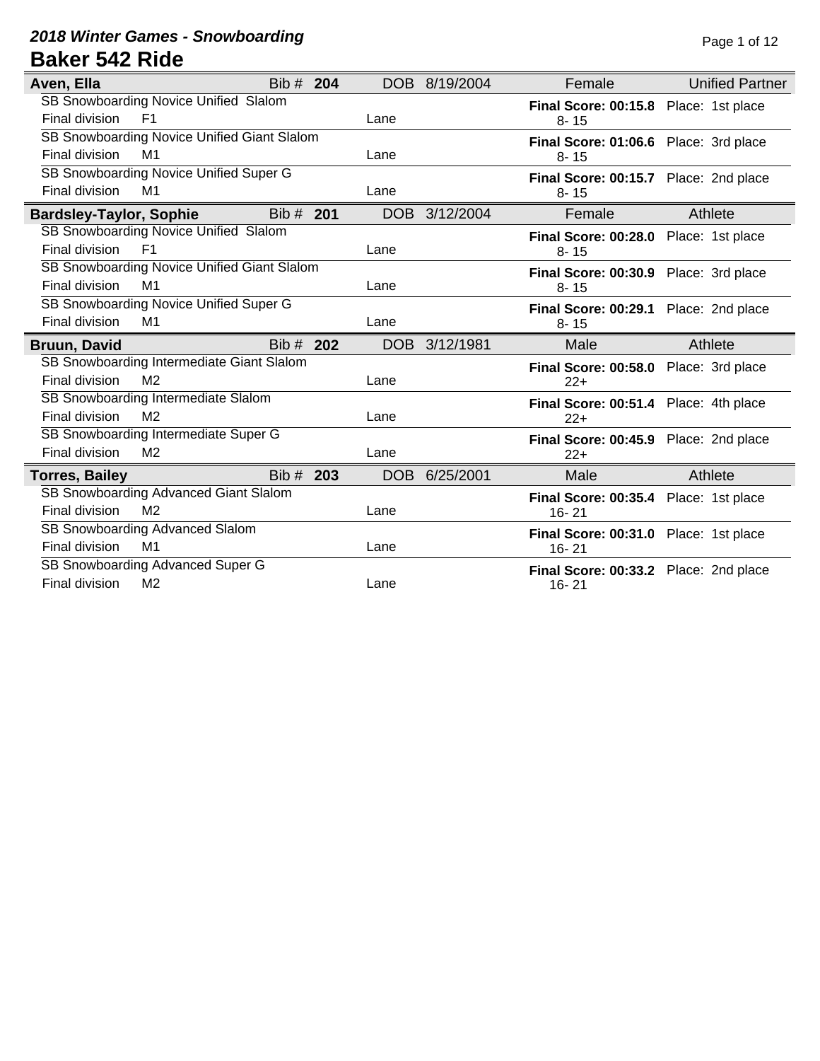## *2018 Winter Games - Snowboarding*

# Baker 542 Ride

| **Aven, Ella** | Bib # **204** | DOB 8/19/2004 | Female | Unified Partner |
|---|---|---|---|---|
| SB Snowboarding Novice Unified Slalom<br>Final division F1 | Lane | | **Final Score: 00:15.8**<br>8- 15 | Place: 1st place |
| SB Snowboarding Novice Unified Giant Slalom<br>Final division M1 | Lane | | **Final Score: 01:06.6**<br>8- 15 | Place: 3rd place |
| SB Snowboarding Novice Unified Super G<br>Final division M1 | Lane | | **Final Score: 00:15.7**<br>8- 15 | Place: 2nd place |

| **Bardsley-Taylor, Sophie** | Bib # **201** | DOB 3/12/2004 | Female | Athlete |
|---|---|---|---|---|
| SB Snowboarding Novice Unified Slalom<br>Final division F1 | Lane | | **Final Score: 00:28.0**<br>8- 15 | Place: 1st place |
| SB Snowboarding Novice Unified Giant Slalom<br>Final division M1 | Lane | | **Final Score: 00:30.9**<br>8- 15 | Place: 3rd place |
| SB Snowboarding Novice Unified Super G<br>Final division M1 | Lane | | **Final Score: 00:29.1**<br>8- 15 | Place: 2nd place |

| **Bruun, David** | Bib # **202** | DOB 3/12/1981 | Male | Athlete |
|---|---|---|---|---|
| SB Snowboarding Intermediate Giant Slalom<br>Final division M2 | Lane | | **Final Score: 00:58.0**<br>22+ | Place: 3rd place |
| SB Snowboarding Intermediate Slalom<br>Final division M2 | Lane | | **Final Score: 00:51.4**<br>22+ | Place: 4th place |
| SB Snowboarding Intermediate Super G<br>Final division M2 | Lane | | **Final Score: 00:45.9**<br>22+ | Place: 2nd place |

| **Torres, Bailey** | Bib # **203** | DOB 6/25/2001 | Male | Athlete |
|---|---|---|---|---|
| SB Snowboarding Advanced Giant Slalom<br>Final division M2 | Lane | | **Final Score: 00:35.4**<br>16- 21 | Place: 1st place |
| SB Snowboarding Advanced Slalom<br>Final division M1 | Lane | | **Final Score: 00:31.0**<br>16- 21 | Place: 1st place |
| SB Snowboarding Advanced Super G<br>Final division M2 | Lane | | **Final Score: 00:33.2**<br>16- 21 | Place: 2nd place |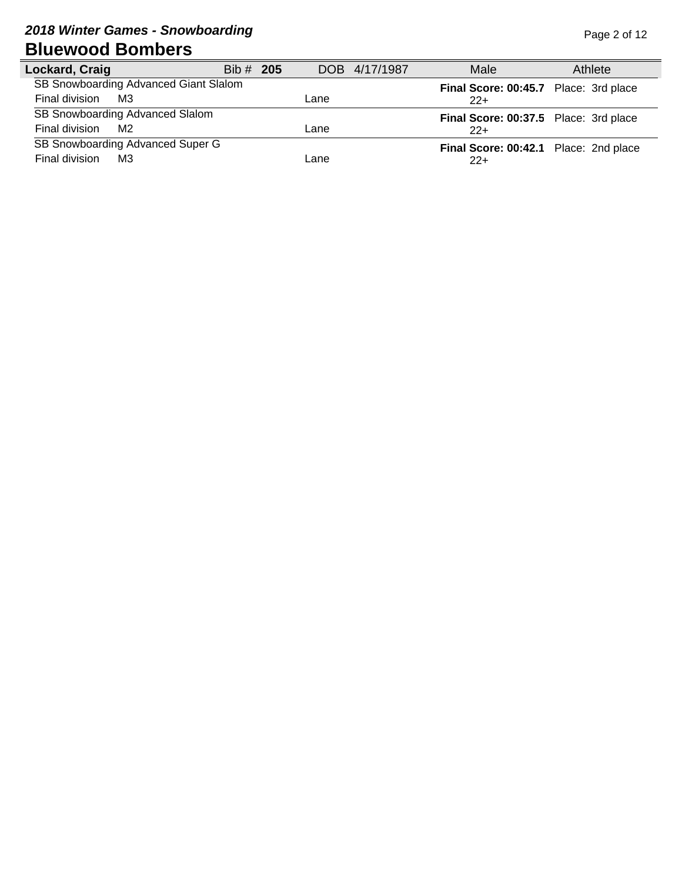*2018 Winter Games - Snowboarding*

# Bluewood Bombers

**Lockard, Craig** Bib # **205** DOB 4/17/1987 Male Athlete

SB Snowboarding Advanced Giant Slalom
Final division M3 Lane 22+
**Final Score: 00:45.7** Place: 3rd place

SB Snowboarding Advanced Slalom
Final division M2 Lane 22+
**Final Score: 00:37.5** Place: 3rd place

SB Snowboarding Advanced Super G
Final division M3 Lane 22+
**Final Score: 00:42.1** Place: 2nd place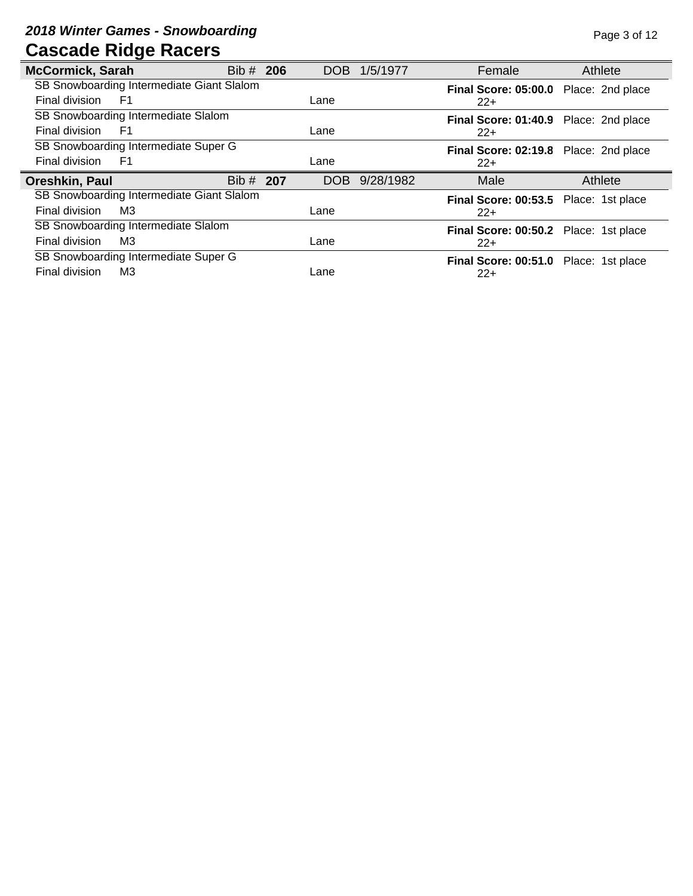## *2018 Winter Games - Snowboarding*

# Cascade Ridge Racers

| **McCormick, Sarah** | Bib # **206** | DOB 1/5/1977 | Female | Athlete |
|---|---|---|---|---|
| SB Snowboarding Intermediate Giant Slalom | | | **Final Score: 05:00.0** | Place: 2nd place |
| Final division F1 | | Lane | 22+ | |
| SB Snowboarding Intermediate Slalom | | | **Final Score: 01:40.9** | Place: 2nd place |
| Final division F1 | | Lane | 22+ | |
| SB Snowboarding Intermediate Super G | | | **Final Score: 02:19.8** | Place: 2nd place |
| Final division F1 | | Lane | 22+ | |

| **Oreshkin, Paul** | Bib # **207** | DOB 9/28/1982 | Male | Athlete |
|---|---|---|---|---|
| SB Snowboarding Intermediate Giant Slalom | | | **Final Score: 00:53.5** | Place: 1st place |
| Final division M3 | | Lane | 22+ | |
| SB Snowboarding Intermediate Slalom | | | **Final Score: 00:50.2** | Place: 1st place |
| Final division M3 | | Lane | 22+ | |
| SB Snowboarding Intermediate Super G | | | **Final Score: 00:51.0** | Place: 1st place |
| Final division M3 | | Lane | 22+ | |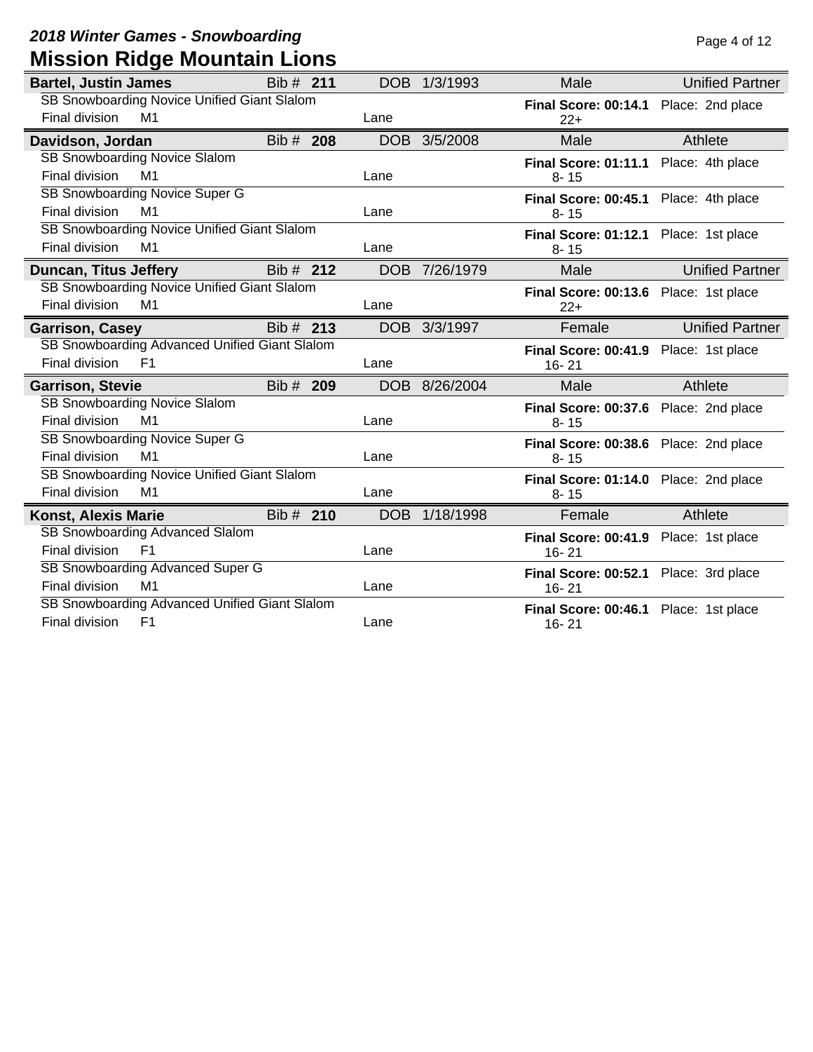*2018 Winter Games - Snowboarding*

# Mission Ridge Mountain Lions

**Bartel, Justin James** | Bib # **211** | DOB 1/3/1993 | Male | Unified Partner

| Event | Final division | Lane | Final Score | Age Group | Place |
|---|---|---|---|---|---|
| SB Snowboarding Novice Unified Giant Slalom | M1 | | **00:14.1** | 22+ | 2nd place |

**Davidson, Jordan** | Bib # **208** | DOB 3/5/2008 | Male | Athlete

| Event | Final division | Lane | Final Score | Age Group | Place |
|---|---|---|---|---|---|
| SB Snowboarding Novice Slalom | M1 | | **01:11.1** | 8- 15 | 4th place |
| SB Snowboarding Novice Super G | M1 | | **00:45.1** | 8- 15 | 4th place |
| SB Snowboarding Novice Unified Giant Slalom | M1 | | **01:12.1** | 8- 15 | 1st place |

**Duncan, Titus Jeffery** | Bib # **212** | DOB 7/26/1979 | Male | Unified Partner

| Event | Final division | Lane | Final Score | Age Group | Place |
|---|---|---|---|---|---|
| SB Snowboarding Novice Unified Giant Slalom | M1 | | **00:13.6** | 22+ | 1st place |

**Garrison, Casey** | Bib # **213** | DOB 3/3/1997 | Female | Unified Partner

| Event | Final division | Lane | Final Score | Age Group | Place |
|---|---|---|---|---|---|
| SB Snowboarding Advanced Unified Giant Slalom | F1 | | **00:41.9** | 16- 21 | 1st place |

**Garrison, Stevie** | Bib # **209** | DOB 8/26/2004 | Male | Athlete

| Event | Final division | Lane | Final Score | Age Group | Place |
|---|---|---|---|---|---|
| SB Snowboarding Novice Slalom | M1 | | **00:37.6** | 8- 15 | 2nd place |
| SB Snowboarding Novice Super G | M1 | | **00:38.6** | 8- 15 | 2nd place |
| SB Snowboarding Novice Unified Giant Slalom | M1 | | **01:14.0** | 8- 15 | 2nd place |

**Konst, Alexis Marie** | Bib # **210** | DOB 1/18/1998 | Female | Athlete

| Event | Final division | Lane | Final Score | Age Group | Place |
|---|---|---|---|---|---|
| SB Snowboarding Advanced Slalom | F1 | | **00:41.9** | 16- 21 | 1st place |
| SB Snowboarding Advanced Super G | M1 | | **00:52.1** | 16- 21 | 3rd place |
| SB Snowboarding Advanced Unified Giant Slalom | F1 | | **00:46.1** | 16- 21 | 1st place |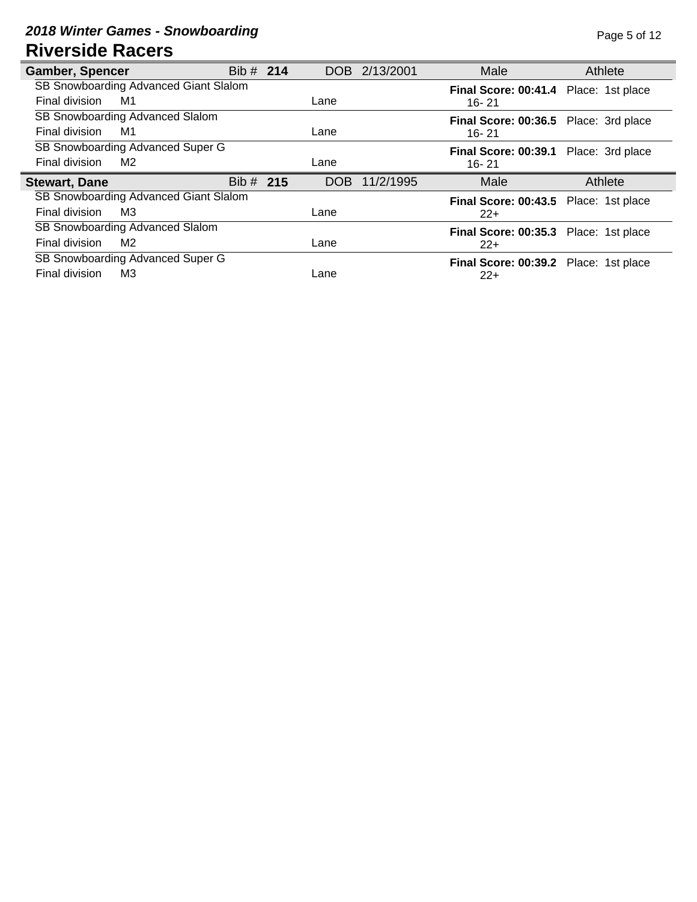## *2018 Winter Games - Snowboarding*

# Riverside Racers

| **Gamber, Spencer** | Bib # **214** | DOB 2/13/2001 | Male | Athlete |
|---|---|---|---|---|
| SB Snowboarding Advanced Giant Slalom | | | **Final Score: 00:41.4** | Place: 1st place |
| Final division M1 | | Lane | 16- 21 | |
| SB Snowboarding Advanced Slalom | | | **Final Score: 00:36.5** | Place: 3rd place |
| Final division M1 | | Lane | 16- 21 | |
| SB Snowboarding Advanced Super G | | | **Final Score: 00:39.1** | Place: 3rd place |
| Final division M2 | | Lane | 16- 21 | |

| **Stewart, Dane** | Bib # **215** | DOB 11/2/1995 | Male | Athlete |
|---|---|---|---|---|
| SB Snowboarding Advanced Giant Slalom | | | **Final Score: 00:43.5** | Place: 1st place |
| Final division M3 | | Lane | 22+ | |
| SB Snowboarding Advanced Slalom | | | **Final Score: 00:35.3** | Place: 1st place |
| Final division M2 | | Lane | 22+ | |
| SB Snowboarding Advanced Super G | | | **Final Score: 00:39.2** | Place: 1st place |
| Final division M3 | | Lane | 22+ | |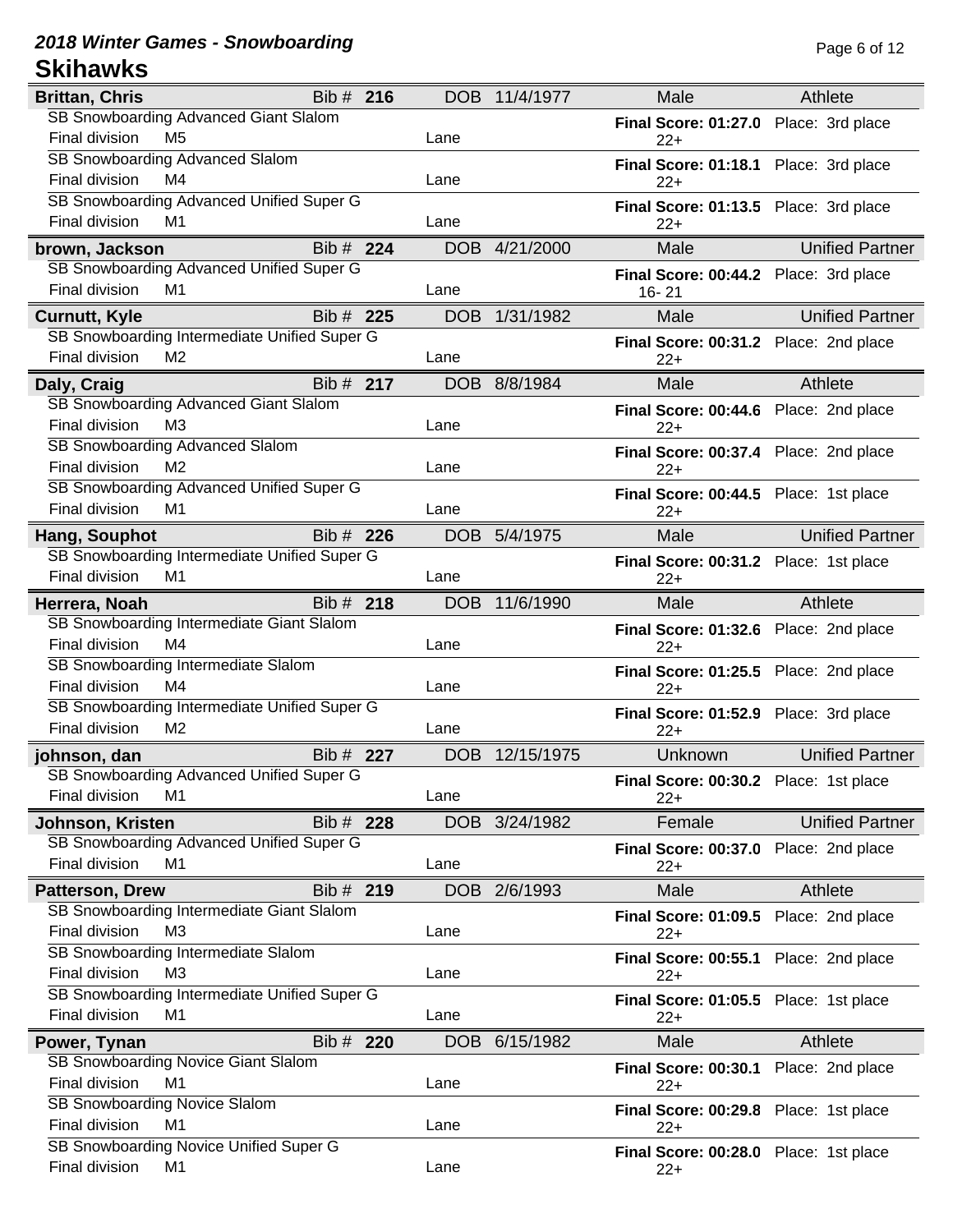## 2018 Winter Games - Snowboarding

# Skihawks

| Name | Bib # | DOB | Gender | Role |
|---|---|---|---|---|
| **Brittan, Chris** | **216** | 11/4/1977 | Male | Athlete |

| Event | Final division | Lane | Final Score | Age | Place |
|---|---|---|---|---|---|
| SB Snowboarding Advanced Giant Slalom | M5 | | **01:27.0** | 22+ | 3rd place |
| SB Snowboarding Advanced Slalom | M4 | | **01:18.1** | 22+ | 3rd place |
| SB Snowboarding Advanced Unified Super G | M1 | | **01:13.5** | 22+ | 3rd place |

| Name | Bib # | DOB | Gender | Role |
|---|---|---|---|---|
| **brown, Jackson** | **224** | 4/21/2000 | Male | Unified Partner |

| Event | Final division | Lane | Final Score | Age | Place |
|---|---|---|---|---|---|
| SB Snowboarding Advanced Unified Super G | M1 | | **00:44.2** | 16- 21 | 3rd place |

| Name | Bib # | DOB | Gender | Role |
|---|---|---|---|---|
| **Curnutt, Kyle** | **225** | 1/31/1982 | Male | Unified Partner |

| Event | Final division | Lane | Final Score | Age | Place |
|---|---|---|---|---|---|
| SB Snowboarding Intermediate Unified Super G | M2 | | **00:31.2** | 22+ | 2nd place |

| Name | Bib # | DOB | Gender | Role |
|---|---|---|---|---|
| **Daly, Craig** | **217** | 8/8/1984 | Male | Athlete |

| Event | Final division | Lane | Final Score | Age | Place |
|---|---|---|---|---|---|
| SB Snowboarding Advanced Giant Slalom | M3 | | **00:44.6** | 22+ | 2nd place |
| SB Snowboarding Advanced Slalom | M2 | | **00:37.4** | 22+ | 2nd place |
| SB Snowboarding Advanced Unified Super G | M1 | | **00:44.5** | 22+ | 1st place |

| Name | Bib # | DOB | Gender | Role |
|---|---|---|---|---|
| **Hang, Souphot** | **226** | 5/4/1975 | Male | Unified Partner |

| Event | Final division | Lane | Final Score | Age | Place |
|---|---|---|---|---|---|
| SB Snowboarding Intermediate Unified Super G | M1 | | **00:31.2** | 22+ | 1st place |

| Name | Bib # | DOB | Gender | Role |
|---|---|---|---|---|
| **Herrera, Noah** | **218** | 11/6/1990 | Male | Athlete |

| Event | Final division | Lane | Final Score | Age | Place |
|---|---|---|---|---|---|
| SB Snowboarding Intermediate Giant Slalom | M4 | | **01:32.6** | 22+ | 2nd place |
| SB Snowboarding Intermediate Slalom | M4 | | **01:25.5** | 22+ | 2nd place |
| SB Snowboarding Intermediate Unified Super G | M2 | | **01:52.9** | 22+ | 3rd place |

| Name | Bib # | DOB | Gender | Role |
|---|---|---|---|---|
| **johnson, dan** | **227** | 12/15/1975 | Unknown | Unified Partner |

| Event | Final division | Lane | Final Score | Age | Place |
|---|---|---|---|---|---|
| SB Snowboarding Advanced Unified Super G | M1 | | **00:30.2** | 22+ | 1st place |

| Name | Bib # | DOB | Gender | Role |
|---|---|---|---|---|
| **Johnson, Kristen** | **228** | 3/24/1982 | Female | Unified Partner |

| Event | Final division | Lane | Final Score | Age | Place |
|---|---|---|---|---|---|
| SB Snowboarding Advanced Unified Super G | M1 | | **00:37.0** | 22+ | 2nd place |

| Name | Bib # | DOB | Gender | Role |
|---|---|---|---|---|
| **Patterson, Drew** | **219** | 2/6/1993 | Male | Athlete |

| Event | Final division | Lane | Final Score | Age | Place |
|---|---|---|---|---|---|
| SB Snowboarding Intermediate Giant Slalom | M3 | | **01:09.5** | 22+ | 2nd place |
| SB Snowboarding Intermediate Slalom | M3 | | **00:55.1** | 22+ | 2nd place |
| SB Snowboarding Intermediate Unified Super G | M1 | | **01:05.5** | 22+ | 1st place |

| Name | Bib # | DOB | Gender | Role |
|---|---|---|---|---|
| **Power, Tynan** | **220** | 6/15/1982 | Male | Athlete |

| Event | Final division | Lane | Final Score | Age | Place |
|---|---|---|---|---|---|
| SB Snowboarding Novice Giant Slalom | M1 | | **00:30.1** | 22+ | 2nd place |
| SB Snowboarding Novice Slalom | M1 | | **00:29.8** | 22+ | 1st place |
| SB Snowboarding Novice Unified Super G | M1 | | **00:28.0** | 22+ | 1st place |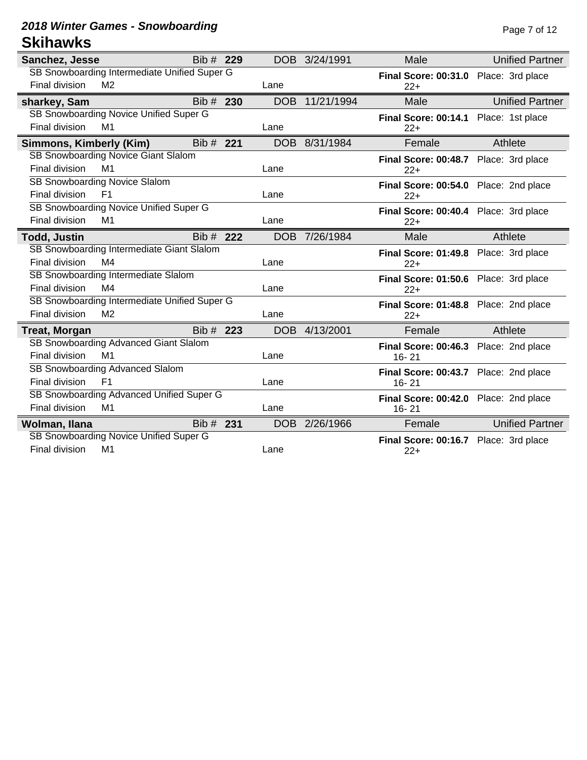## 2018 Winter Games - Snowboarding

# Skihawks

| Name | Bib # | DOB | Gender | Role |
|---|---|---|---|---|
| **Sanchez, Jesse** | **229** | 3/24/1991 | Male | Unified Partner |

| Event | Final division | Lane | Final Score | Age Group | Place |
|---|---|---|---|---|---|
| SB Snowboarding Intermediate Unified Super G | M2 | | **00:31.0** | 22+ | 3rd place |

| Name | Bib # | DOB | Gender | Role |
|---|---|---|---|---|
| **sharkey, Sam** | **230** | 11/21/1994 | Male | Unified Partner |

| Event | Final division | Lane | Final Score | Age Group | Place |
|---|---|---|---|---|---|
| SB Snowboarding Novice Unified Super G | M1 | | **00:14.1** | 22+ | 1st place |

| Name | Bib # | DOB | Gender | Role |
|---|---|---|---|---|
| **Simmons, Kimberly (Kim)** | **221** | 8/31/1984 | Female | Athlete |

| Event | Final division | Lane | Final Score | Age Group | Place |
|---|---|---|---|---|---|
| SB Snowboarding Novice Giant Slalom | M1 | | **00:48.7** | 22+ | 3rd place |
| SB Snowboarding Novice Slalom | F1 | | **00:54.0** | 22+ | 2nd place |
| SB Snowboarding Novice Unified Super G | M1 | | **00:40.4** | 22+ | 3rd place |

| Name | Bib # | DOB | Gender | Role |
|---|---|---|---|---|
| **Todd, Justin** | **222** | 7/26/1984 | Male | Athlete |

| Event | Final division | Lane | Final Score | Age Group | Place |
|---|---|---|---|---|---|
| SB Snowboarding Intermediate Giant Slalom | M4 | | **01:49.8** | 22+ | 3rd place |
| SB Snowboarding Intermediate Slalom | M4 | | **01:50.6** | 22+ | 3rd place |
| SB Snowboarding Intermediate Unified Super G | M2 | | **01:48.8** | 22+ | 2nd place |

| Name | Bib # | DOB | Gender | Role |
|---|---|---|---|---|
| **Treat, Morgan** | **223** | 4/13/2001 | Female | Athlete |

| Event | Final division | Lane | Final Score | Age Group | Place |
|---|---|---|---|---|---|
| SB Snowboarding Advanced Giant Slalom | M1 | | **00:46.3** | 16- 21 | 2nd place |
| SB Snowboarding Advanced Slalom | F1 | | **00:43.7** | 16- 21 | 2nd place |
| SB Snowboarding Advanced Unified Super G | M1 | | **00:42.0** | 16- 21 | 2nd place |

| Name | Bib # | DOB | Gender | Role |
|---|---|---|---|---|
| **Wolman, Ilana** | **231** | 2/26/1966 | Female | Unified Partner |

| Event | Final division | Lane | Final Score | Age Group | Place |
|---|---|---|---|---|---|
| SB Snowboarding Novice Unified Super G | M1 | | **00:16.7** | 22+ | 3rd place |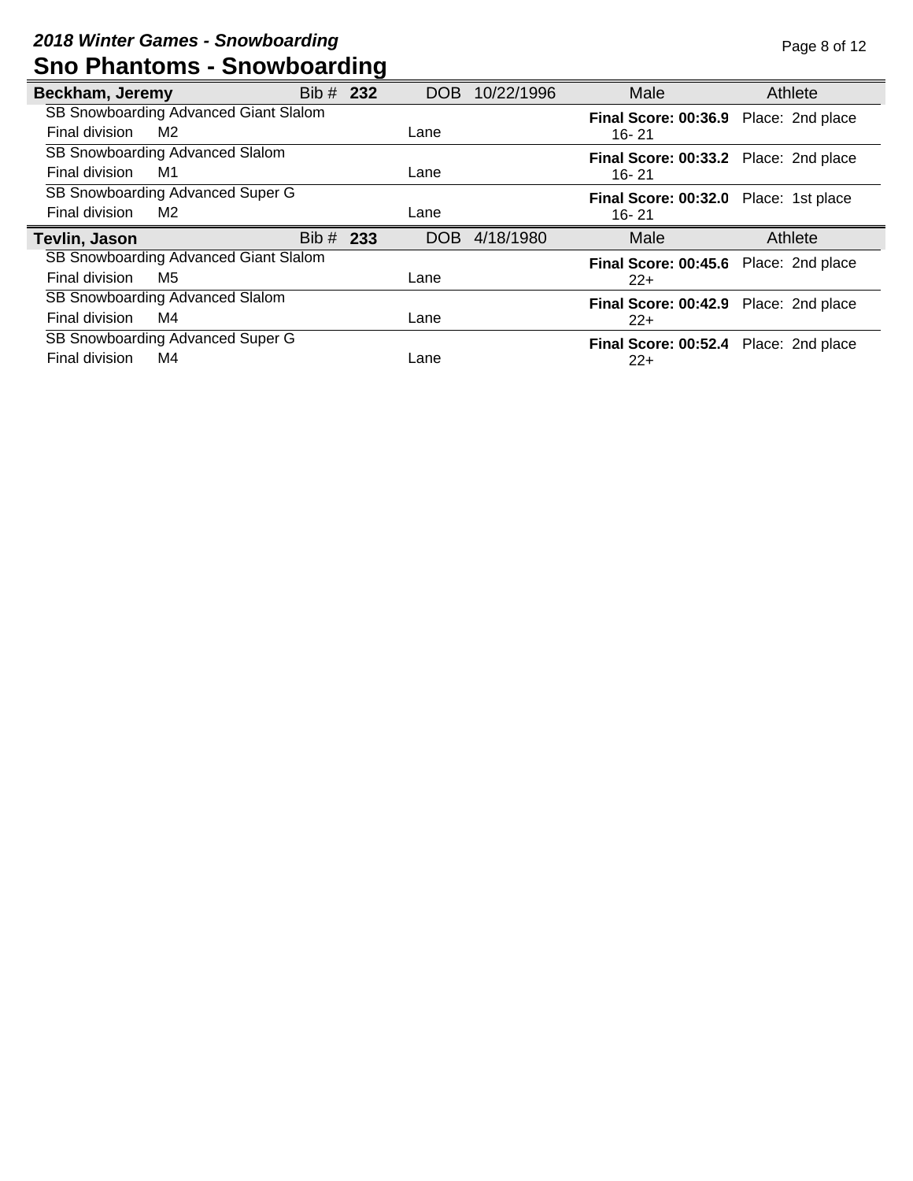*2018 Winter Games - Snowboarding*

# Sno Phantoms - Snowboarding

| **Beckham, Jeremy** | Bib # **232** | DOB 10/22/1996 | Male | Athlete |
|---|---|---|---|---|
| SB Snowboarding Advanced Giant Slalom | | | **Final Score: 00:36.9** | Place: 2nd place |
| Final division M2 | | Lane | 16- 21 | |
| SB Snowboarding Advanced Slalom | | | **Final Score: 00:33.2** | Place: 2nd place |
| Final division M1 | | Lane | 16- 21 | |
| SB Snowboarding Advanced Super G | | | **Final Score: 00:32.0** | Place: 1st place |
| Final division M2 | | Lane | 16- 21 | |

| **Tevlin, Jason** | Bib # **233** | DOB 4/18/1980 | Male | Athlete |
|---|---|---|---|---|
| SB Snowboarding Advanced Giant Slalom | | | **Final Score: 00:45.6** | Place: 2nd place |
| Final division M5 | | Lane | 22+ | |
| SB Snowboarding Advanced Slalom | | | **Final Score: 00:42.9** | Place: 2nd place |
| Final division M4 | | Lane | 22+ | |
| SB Snowboarding Advanced Super G | | | **Final Score: 00:52.4** | Place: 2nd place |
| Final division M4 | | Lane | 22+ | |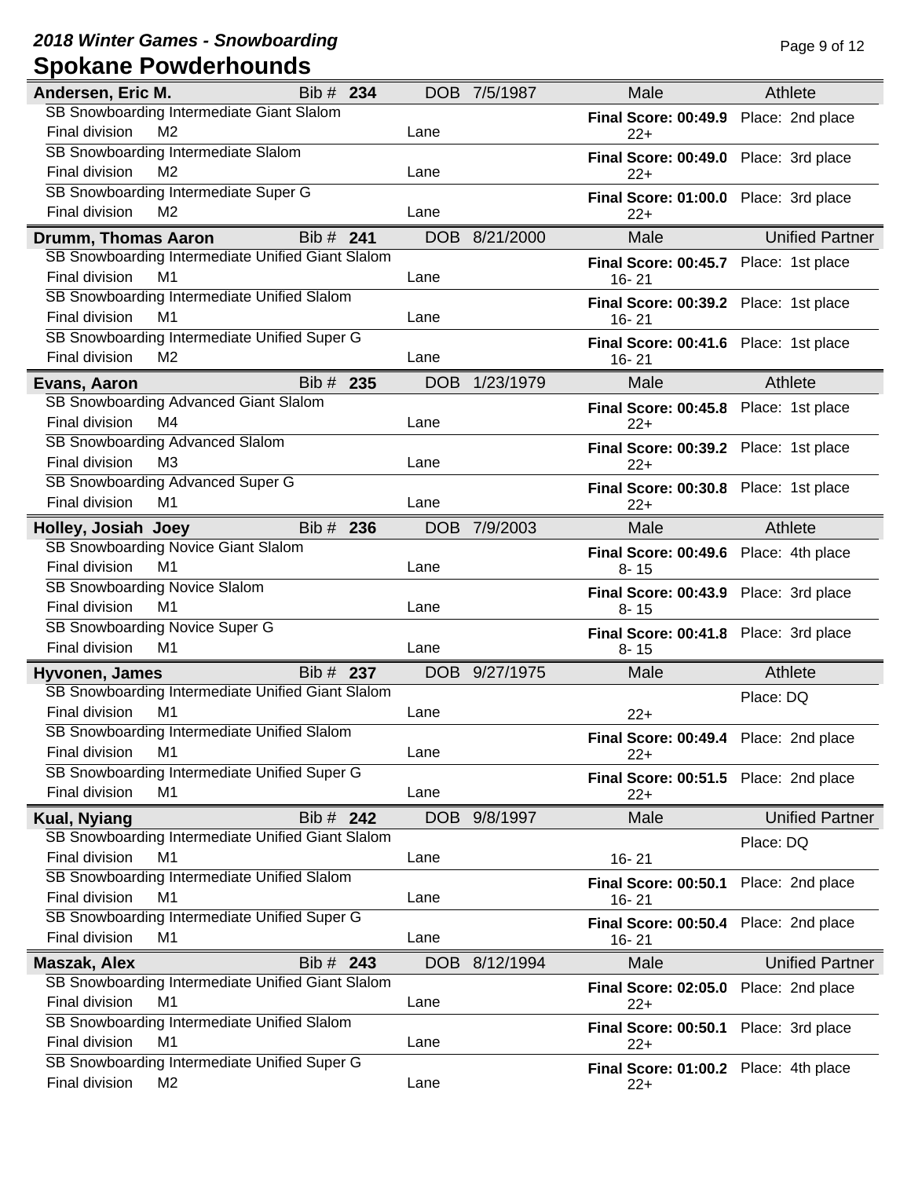## 2018 Winter Games - Snowboarding

# Spokane Powderhounds

| Name | Bib # | DOB | Gender | Role |
|---|---|---|---|---|
| **Andersen, Eric M.** | **234** | 7/5/1987 | Male | Athlete |

| Event | Final division | Lane | Final Score | Age Group | Place |
|---|---|---|---|---|---|
| SB Snowboarding Intermediate Giant Slalom | M2 | | **00:49.9** | 22+ | 2nd place |
| SB Snowboarding Intermediate Slalom | M2 | | **00:49.0** | 22+ | 3rd place |
| SB Snowboarding Intermediate Super G | M2 | | **01:00.0** | 22+ | 3rd place |

| Name | Bib # | DOB | Gender | Role |
|---|---|---|---|---|
| **Drumm, Thomas Aaron** | **241** | 8/21/2000 | Male | Unified Partner |

| Event | Final division | Lane | Final Score | Age Group | Place |
|---|---|---|---|---|---|
| SB Snowboarding Intermediate Unified Giant Slalom | M1 | | **00:45.7** | 16- 21 | 1st place |
| SB Snowboarding Intermediate Unified Slalom | M1 | | **00:39.2** | 16- 21 | 1st place |
| SB Snowboarding Intermediate Unified Super G | M2 | | **00:41.6** | 16- 21 | 1st place |

| Name | Bib # | DOB | Gender | Role |
|---|---|---|---|---|
| **Evans, Aaron** | **235** | 1/23/1979 | Male | Athlete |

| Event | Final division | Lane | Final Score | Age Group | Place |
|---|---|---|---|---|---|
| SB Snowboarding Advanced Giant Slalom | M4 | | **00:45.8** | 22+ | 1st place |
| SB Snowboarding Advanced Slalom | M3 | | **00:39.2** | 22+ | 1st place |
| SB Snowboarding Advanced Super G | M1 | | **00:30.8** | 22+ | 1st place |

| Name | Bib # | DOB | Gender | Role |
|---|---|---|---|---|
| **Holley, Josiah Joey** | **236** | 7/9/2003 | Male | Athlete |

| Event | Final division | Lane | Final Score | Age Group | Place |
|---|---|---|---|---|---|
| SB Snowboarding Novice Giant Slalom | M1 | | **00:49.6** | 8- 15 | 4th place |
| SB Snowboarding Novice Slalom | M1 | | **00:43.9** | 8- 15 | 3rd place |
| SB Snowboarding Novice Super G | M1 | | **00:41.8** | 8- 15 | 3rd place |

| Name | Bib # | DOB | Gender | Role |
|---|---|---|---|---|
| **Hyvonen, James** | **237** | 9/27/1975 | Male | Athlete |

| Event | Final division | Lane | Final Score | Age Group | Place |
|---|---|---|---|---|---|
| SB Snowboarding Intermediate Unified Giant Slalom | M1 | | | 22+ | DQ |
| SB Snowboarding Intermediate Unified Slalom | M1 | | **00:49.4** | 22+ | 2nd place |
| SB Snowboarding Intermediate Unified Super G | M1 | | **00:51.5** | 22+ | 2nd place |

| Name | Bib # | DOB | Gender | Role |
|---|---|---|---|---|
| **Kual, Nyiang** | **242** | 9/8/1997 | Male | Unified Partner |

| Event | Final division | Lane | Final Score | Age Group | Place |
|---|---|---|---|---|---|
| SB Snowboarding Intermediate Unified Giant Slalom | M1 | | | 16- 21 | DQ |
| SB Snowboarding Intermediate Unified Slalom | M1 | | **00:50.1** | 16- 21 | 2nd place |
| SB Snowboarding Intermediate Unified Super G | M1 | | **00:50.4** | 16- 21 | 2nd place |

| Name | Bib # | DOB | Gender | Role |
|---|---|---|---|---|
| **Maszak, Alex** | **243** | 8/12/1994 | Male | Unified Partner |

| Event | Final division | Lane | Final Score | Age Group | Place |
|---|---|---|---|---|---|
| SB Snowboarding Intermediate Unified Giant Slalom | M1 | | **02:05.0** | 22+ | 2nd place |
| SB Snowboarding Intermediate Unified Slalom | M1 | | **00:50.1** | 22+ | 3rd place |
| SB Snowboarding Intermediate Unified Super G | M2 | | **01:00.2** | 22+ | 4th place |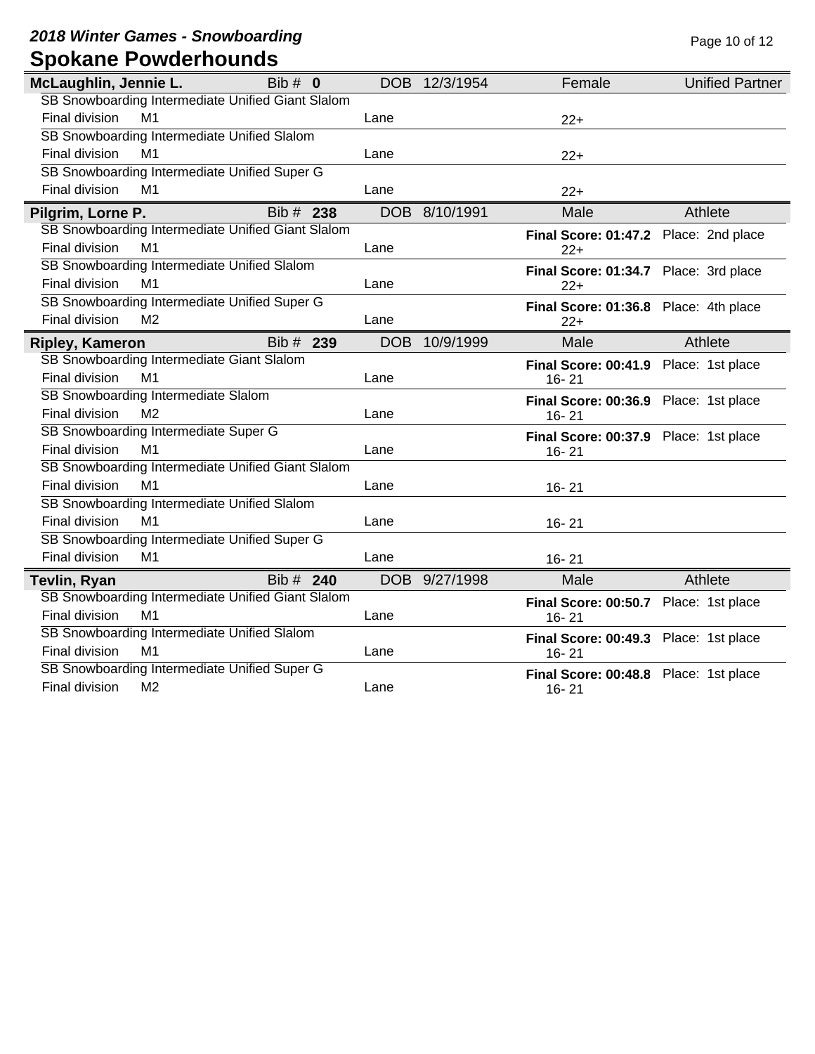## *2018 Winter Games - Snowboarding*

# Spokane Powderhounds

**McLaughlin, Jennie L.** Bib # **0** DOB 12/3/1954 Female Unified Partner

| Event | Final division | Lane | Age Group | Final Score | Place |
|---|---|---|---|---|---|
| SB Snowboarding Intermediate Unified Giant Slalom | M1 | | 22+ | | |
| SB Snowboarding Intermediate Unified Slalom | M1 | | 22+ | | |
| SB Snowboarding Intermediate Unified Super G | M1 | | 22+ | | |

**Pilgrim, Lorne P.** Bib # **238** DOB 8/10/1991 Male Athlete

| Event | Final division | Lane | Age Group | Final Score | Place |
|---|---|---|---|---|---|
| SB Snowboarding Intermediate Unified Giant Slalom | M1 | | 22+ | **01:47.2** | 2nd place |
| SB Snowboarding Intermediate Unified Slalom | M1 | | 22+ | **01:34.7** | 3rd place |
| SB Snowboarding Intermediate Unified Super G | M2 | | 22+ | **01:36.8** | 4th place |

**Ripley, Kameron** Bib # **239** DOB 10/9/1999 Male Athlete

| Event | Final division | Lane | Age Group | Final Score | Place |
|---|---|---|---|---|---|
| SB Snowboarding Intermediate Giant Slalom | M1 | | 16- 21 | **00:41.9** | 1st place |
| SB Snowboarding Intermediate Slalom | M2 | | 16- 21 | **00:36.9** | 1st place |
| SB Snowboarding Intermediate Super G | M1 | | 16- 21 | **00:37.9** | 1st place |
| SB Snowboarding Intermediate Unified Giant Slalom | M1 | | 16- 21 | | |
| SB Snowboarding Intermediate Unified Slalom | M1 | | 16- 21 | | |
| SB Snowboarding Intermediate Unified Super G | M1 | | 16- 21 | | |

**Tevlin, Ryan** Bib # **240** DOB 9/27/1998 Male Athlete

| Event | Final division | Lane | Age Group | Final Score | Place |
|---|---|---|---|---|---|
| SB Snowboarding Intermediate Unified Giant Slalom | M1 | | 16- 21 | **00:50.7** | 1st place |
| SB Snowboarding Intermediate Unified Slalom | M1 | | 16- 21 | **00:49.3** | 1st place |
| SB Snowboarding Intermediate Unified Super G | M2 | | 16- 21 | **00:48.8** | 1st place |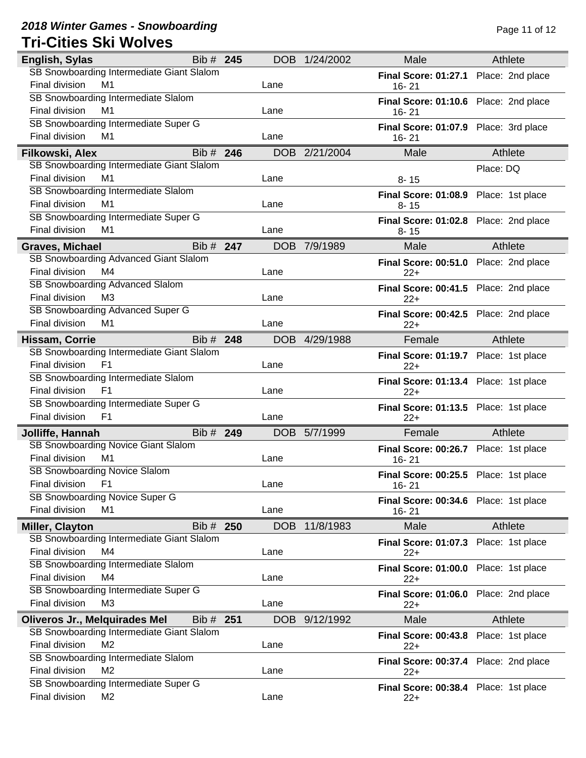## 2018 Winter Games - Snowboarding

# Tri-Cities Ski Wolves

| Athlete | Bib # | DOB | Gender | Role |
|---|---|---|---|---|
| **English, Sylas** | **245** | 1/24/2002 | Male | Athlete |

| Event | Final division | Lane | Age Group | Final Score | Place |
|---|---|---|---|---|---|
| SB Snowboarding Intermediate Giant Slalom | M1 | | 16- 21 | 01:27.1 | 2nd place |
| SB Snowboarding Intermediate Slalom | M1 | | 16- 21 | 01:10.6 | 2nd place |
| SB Snowboarding Intermediate Super G | M1 | | 16- 21 | 01:07.9 | 3rd place |

| Athlete | Bib # | DOB | Gender | Role |
|---|---|---|---|---|
| **Filkowski, Alex** | **246** | 2/21/2004 | Male | Athlete |

| Event | Final division | Lane | Age Group | Final Score | Place |
|---|---|---|---|---|---|
| SB Snowboarding Intermediate Giant Slalom | M1 | | 8- 15 | | DQ |
| SB Snowboarding Intermediate Slalom | M1 | | 8- 15 | 01:08.9 | 1st place |
| SB Snowboarding Intermediate Super G | M1 | | 8- 15 | 01:02.8 | 2nd place |

| Athlete | Bib # | DOB | Gender | Role |
|---|---|---|---|---|
| **Graves, Michael** | **247** | 7/9/1989 | Male | Athlete |

| Event | Final division | Lane | Age Group | Final Score | Place |
|---|---|---|---|---|---|
| SB Snowboarding Advanced Giant Slalom | M4 | | 22+ | 00:51.0 | 2nd place |
| SB Snowboarding Advanced Slalom | M3 | | 22+ | 00:41.5 | 2nd place |
| SB Snowboarding Advanced Super G | M1 | | 22+ | 00:42.5 | 2nd place |

| Athlete | Bib # | DOB | Gender | Role |
|---|---|---|---|---|
| **Hissam, Corrie** | **248** | 4/29/1988 | Female | Athlete |

| Event | Final division | Lane | Age Group | Final Score | Place |
|---|---|---|---|---|---|
| SB Snowboarding Intermediate Giant Slalom | F1 | | 22+ | 01:19.7 | 1st place |
| SB Snowboarding Intermediate Slalom | F1 | | 22+ | 01:13.4 | 1st place |
| SB Snowboarding Intermediate Super G | F1 | | 22+ | 01:13.5 | 1st place |

| Athlete | Bib # | DOB | Gender | Role |
|---|---|---|---|---|
| **Jolliffe, Hannah** | **249** | 5/7/1999 | Female | Athlete |

| Event | Final division | Lane | Age Group | Final Score | Place |
|---|---|---|---|---|---|
| SB Snowboarding Novice Giant Slalom | M1 | | 16- 21 | 00:26.7 | 1st place |
| SB Snowboarding Novice Slalom | F1 | | 16- 21 | 00:25.5 | 1st place |
| SB Snowboarding Novice Super G | M1 | | 16- 21 | 00:34.6 | 1st place |

| Athlete | Bib # | DOB | Gender | Role |
|---|---|---|---|---|
| **Miller, Clayton** | **250** | 11/8/1983 | Male | Athlete |

| Event | Final division | Lane | Age Group | Final Score | Place |
|---|---|---|---|---|---|
| SB Snowboarding Intermediate Giant Slalom | M4 | | 22+ | 01:07.3 | 1st place |
| SB Snowboarding Intermediate Slalom | M4 | | 22+ | 01:00.0 | 1st place |
| SB Snowboarding Intermediate Super G | M3 | | 22+ | 01:06.0 | 2nd place |

| Athlete | Bib # | DOB | Gender | Role |
|---|---|---|---|---|
| **Oliveros Jr., Melquirades Mel** | **251** | 9/12/1992 | Male | Athlete |

| Event | Final division | Lane | Age Group | Final Score | Place |
|---|---|---|---|---|---|
| SB Snowboarding Intermediate Giant Slalom | M2 | | 22+ | 00:43.8 | 1st place |
| SB Snowboarding Intermediate Slalom | M2 | | 22+ | 00:37.4 | 2nd place |
| SB Snowboarding Intermediate Super G | M2 | | 22+ | 00:38.4 | 1st place |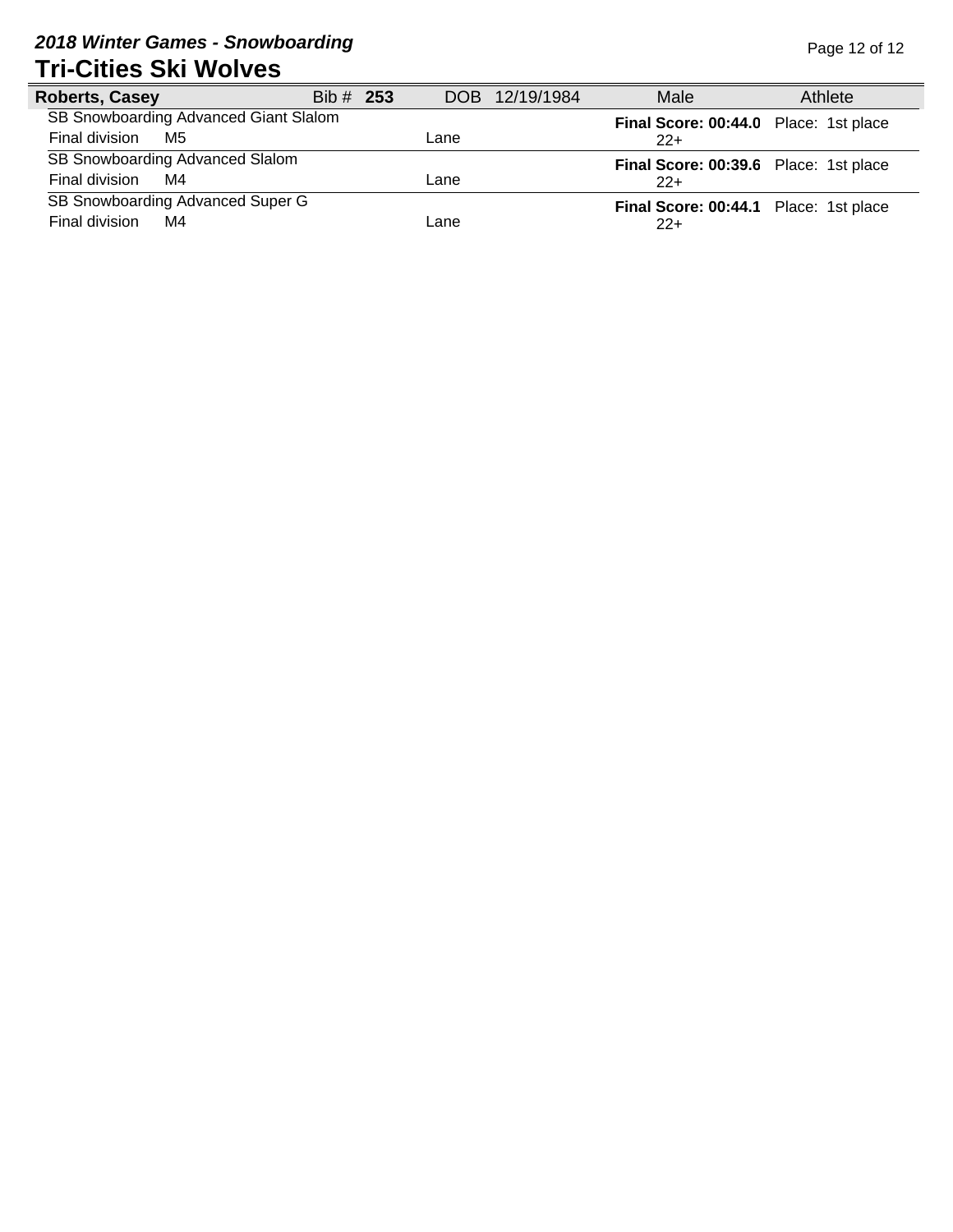*2018 Winter Games - Snowboarding*

# Tri-Cities Ski Wolves

**Roberts, Casey** Bib # **253** DOB 12/19/1984 Male Athlete

SB Snowboarding Advanced Giant Slalom
Final division M5 Lane
**Final Score: 00:44.0** Place: 1st place 22+

SB Snowboarding Advanced Slalom
Final division M4 Lane
**Final Score: 00:39.6** Place: 1st place 22+

SB Snowboarding Advanced Super G
Final division M4 Lane
**Final Score: 00:44.1** Place: 1st place 22+